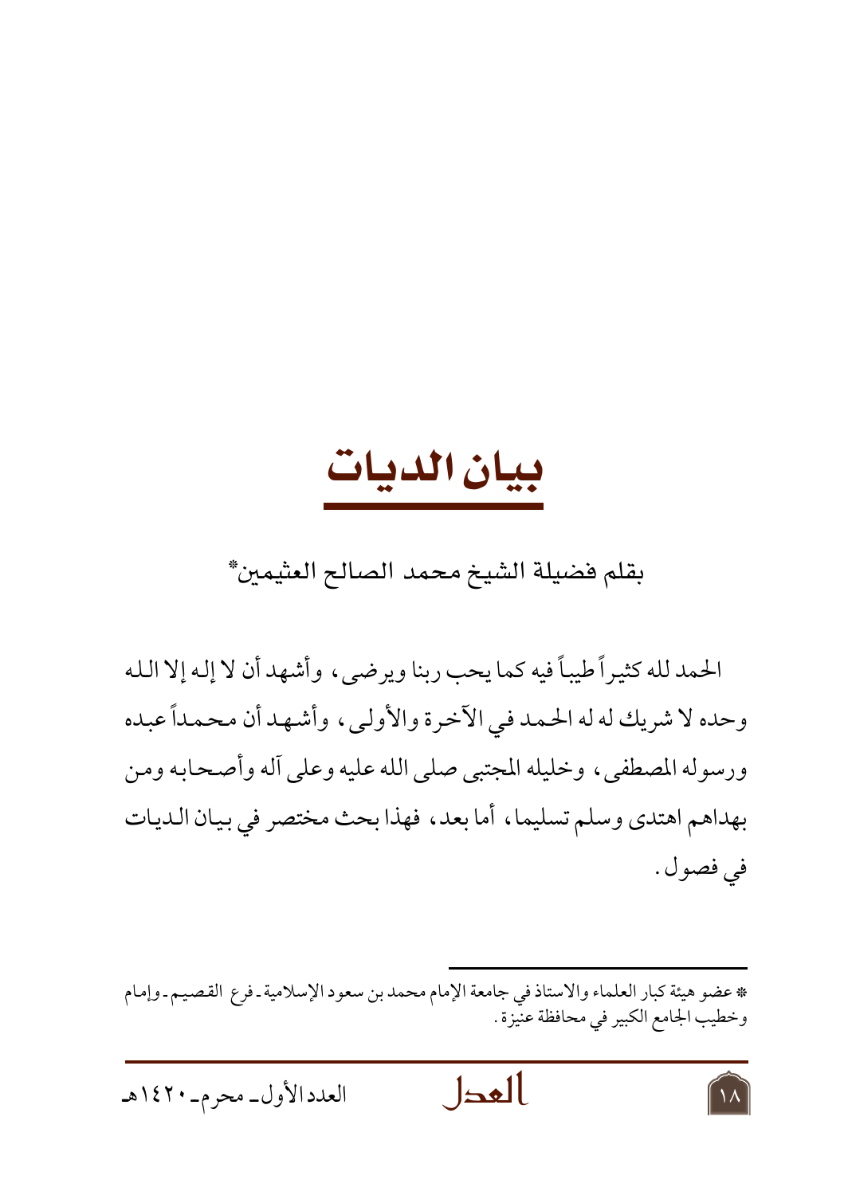# بيان الديات

بقلم فضيلة الشيخ محمد الصالح العثيمين*

الحمد لله كثيراً طيباً فيه كما يحب ربنا ويرضى، وأشهد أن لا إله إلا الله وحده لا شريك له له الحمد في الآخرة والأولى، وأشهد أن محمداً عبده ورسوله المصطفى، وخليله المجتبى صلى الله عليه وعلى آله وأصحابه ومن بهداهم اهتدى وسلم تسليما، أما بعد، فهذا بحث مختصر في بيان الديات في فصول.

---

* عضو هيئة كبار العلماء والاستاذ في جامعة الإمام محمد بن سعود الإسلامية - فرع القصيم - وإمام وخطيب الجامع الكبير في محافظة عنيزة.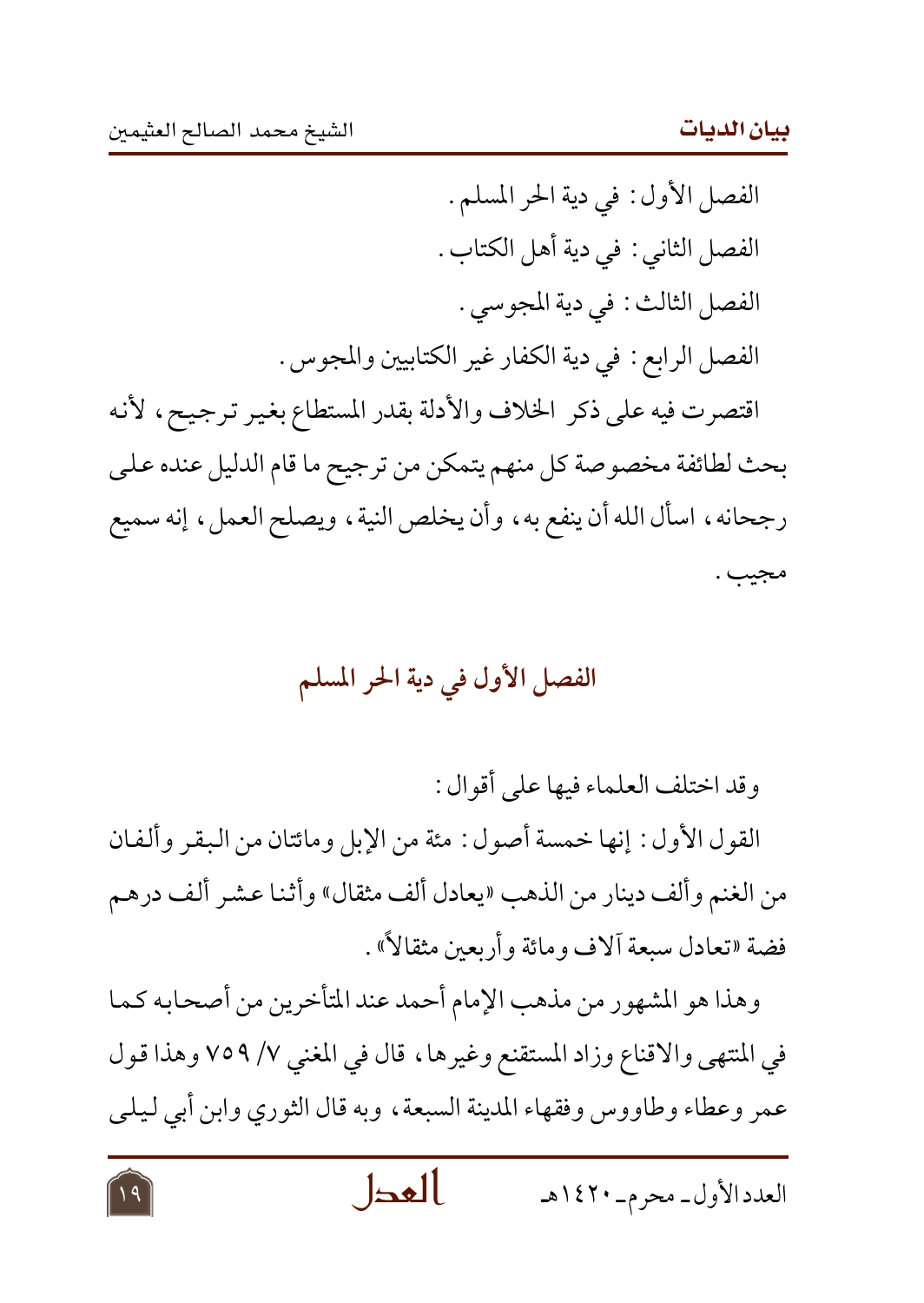الفصل الأول: في دية الحر المسلم.

الفصل الثاني: في دية أهل الكتاب.

الفصل الثالث: في دية المجوسي.

الفصل الرابع: في دية الكفار غير الكتابيين والمجوس.

اقتصرت فيه على ذكر الخلاف والأدلة بقدر المستطاع بغير ترجيح، لأنه بحث لطائفة مخصوصة كل منهم يتمكن من ترجيح ما قام الدليل عنده على رجحانه، اسأل الله أن ينفع به، وأن يخلص النية، ويصلح العمل، إنه سميع مجيب.

## الفصل الأول في دية الحر المسلم

وقد اختلف العلماء فيها على أقوال:

القول الأول: إنها خمسة أصول: مئة من الإبل ومائتان من البقر وألفان من الغنم وألف دينار من الذهب «يعادل ألف مثقال» وأثنا عشر ألف درهم فضة «تعادل سبعة آلاف ومائة وأربعين مثقالاً».

وهذا هو المشهور من مذهب الإمام أحمد عند المتأخرين من أصحابه كما في المنتهى والاقناع وزاد المستقنع وغيرها، قال في المغني ٧/ ٧٥٩ وهذا قول عمر وعطاء وطاووس وفقهاء المدينة السبعة، وبه قال الثوري وابن أبي ليلى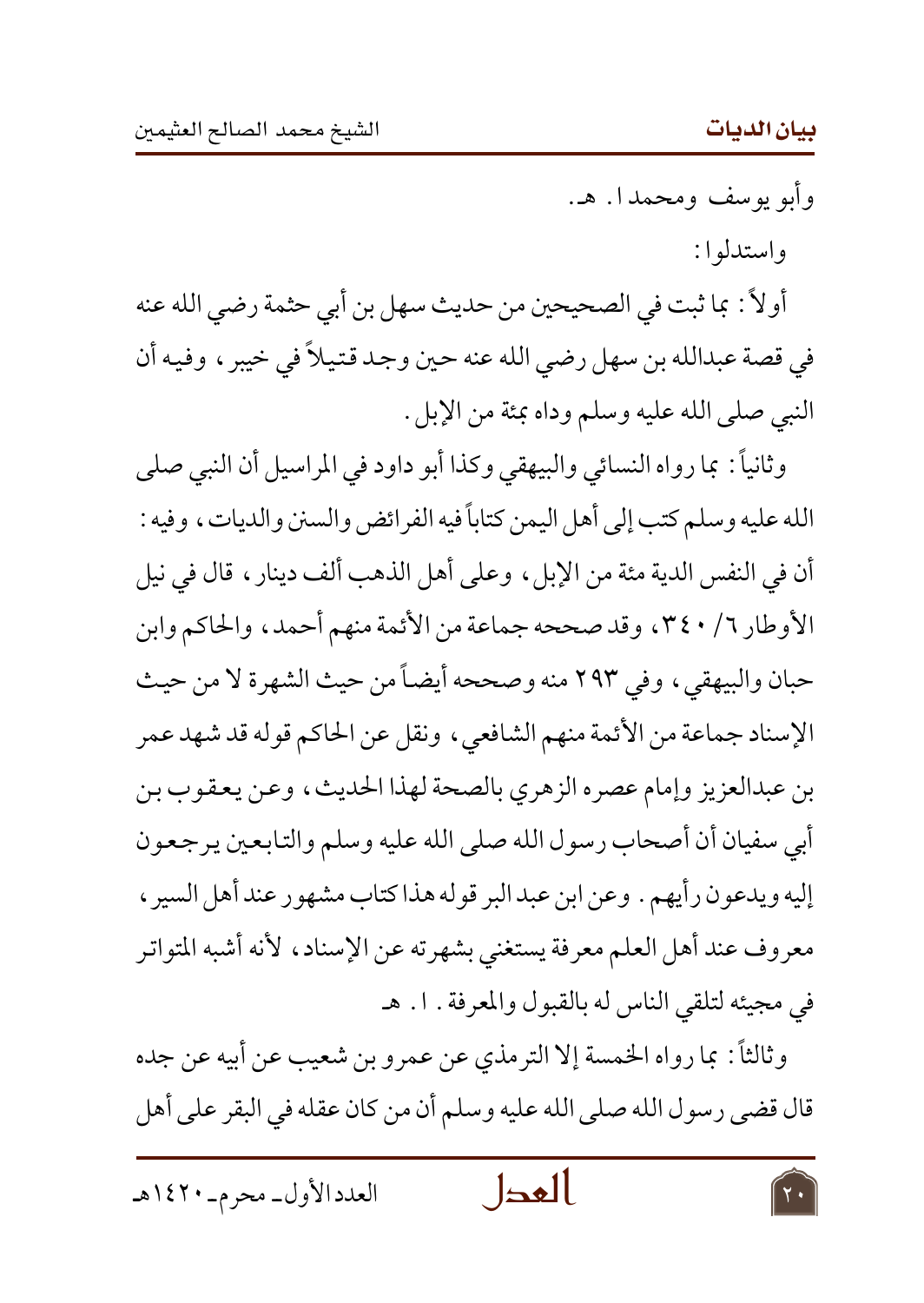وأبو يوسف ومحمدا. هـ.

واستدلوا:

أولاً: بما ثبت في الصحيحين من حديث سهل بن أبي حثمة رضي الله عنه في قصة عبدالله بن سهل رضي الله عنه حين وجد قتيلاً في خيبر، وفيه أن النبي صلى الله عليه وسلم وداه بمئة من الإبل.

وثانياً: بما رواه النسائي والبيهقي وكذا أبو داود في المراسيل أن النبي صلى الله عليه وسلم كتب إلى أهل اليمن كتاباً فيه الفرائض والسنن والديات، وفيه: أن في النفس الدية مئة من الإبل، وعلى أهل الذهب ألف دينار، قال في نيل الأوطار ٦/ ٣٤٠، وقد صححه جماعة من الأئمة منهم أحمد، والحاكم وابن حبان والبيهقي، وفي ٢٩٣ منه وصححه أيضاً من حيث الشهرة لا من حيث الإسناد جماعة من الأئمة منهم الشافعي، ونقل عن الحاكم قوله قد شهد عمر بن عبدالعزيز وإمام عصره الزهري بالصحة لهذا الحديث، وعن يعقوب بن أبي سفيان أن أصحاب رسول الله صلى الله عليه وسلم والتابعين يرجعون إليه ويدعون رأيهم. وعن ابن عبد البر قوله هذا كتاب مشهور عند أهل السير، معروف عند أهل العلم معرفة يستغني بشهرته عن الإسناد، لأنه أشبه المتواتر في مجيئه لتلقي الناس له بالقبول والمعرفة. ا. هـ

وثالثاً: بما رواه الخمسة إلا الترمذي عن عمرو بن شعيب عن أبيه عن جده قال قضى رسول الله صلى الله عليه وسلم أن من كان عقله في البقر على أهل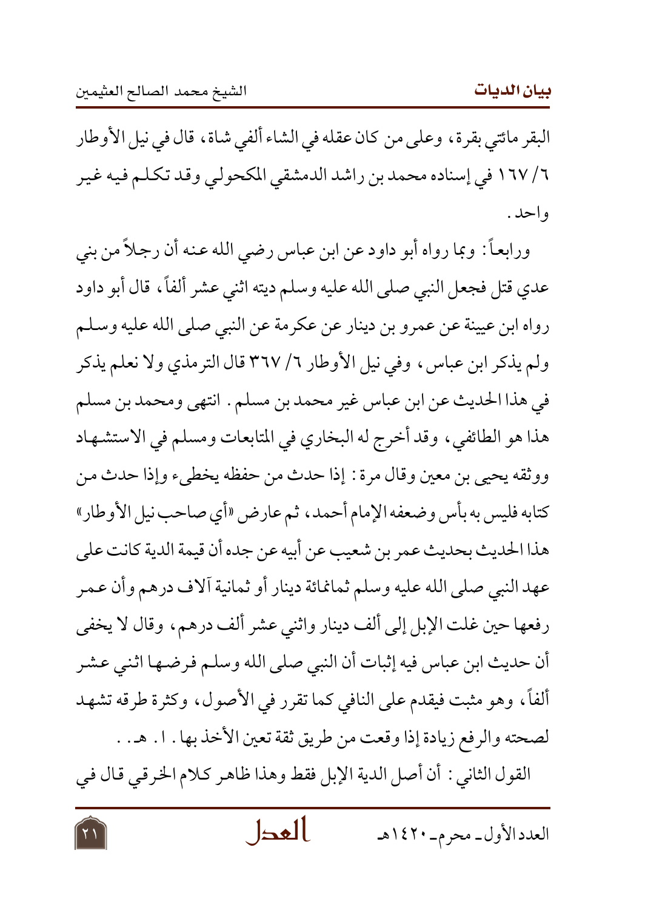البقر مائتي بقرة، وعلى من كان عقله في الشاء ألفي شاة، قال في نيل الأوطار ٦/ ١٦٧ في إسناده محمد بن راشد الدمشقي المكحولي وقد تكلم فيه غير واحد.

ورابعاً: وبما رواه أبو داود عن ابن عباس رضي الله عنه أن رجلاً من بني عدي قتل فجعل النبي صلى الله عليه وسلم ديته اثني عشر ألفاً، قال أبو داود رواه ابن عيينة عن عمرو بن دينار عن عكرمة عن النبي صلى الله عليه وسلم ولم يذكر ابن عباس، وفي نيل الأوطار ٦/ ٣٦٧ قال الترمذي ولا نعلم يذكر في هذا الحديث عن ابن عباس غير محمد بن مسلم. انتهى ومحمد بن مسلم هذا هو الطائفي، وقد أخرج له البخاري في المتابعات ومسلم في الاستشهاد ووثقه يحيى بن معين وقال مرة: إذا حدث من حفظه يخطىء وإذا حدث من كتابه فليس به بأس وضعفه الإمام أحمد، ثم عارض «أي صاحب نيل الأوطار» هذا الحديث بحديث عمر بن شعيب عن أبيه عن جده أن قيمة الدية كانت على عهد النبي صلى الله عليه وسلم ثمانمائة دينار أو ثمانية آلاف درهم وأن عمر رفعها حين غلت الإبل إلى ألف دينار واثني عشر ألف درهم، وقال لا يخفى أن حديث ابن عباس فيه إثبات أن النبي صلى الله عليه وسلم فرضها اثني عشر ألفاً، وهو مثبت فيقدم على النافي كما تقرر في الأصول، وكثرة طرقه تشهد لصحته والرفع زيادة إذا وقعت من طريق ثقة تعين الأخذ بها. ا. هـ.

القول الثاني: أن أصل الدية الإبل فقط وهذا ظاهر كلام الخرقي قال في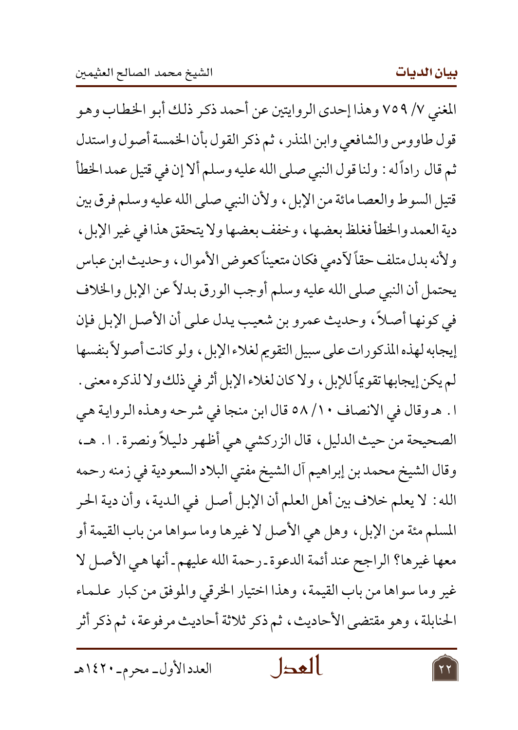المغني ٧/ ٧٥٩ وهذا إحدى الروايتين عن أحمد ذكر ذلك أبو الخطاب وهو قول طاووس والشافعي وابن المنذر، ثم ذكر القول بأن الخمسة أصول واستدل ثم قال راداً له: ولنا قول النبي صلى الله عليه وسلم ألا إن في قتيل عمد الخطأ قتيل السوط والعصا مائة من الإبل، ولأن النبي صلى الله عليه وسلم فرق بين دية العمد والخطأ فغلظ بعضها، وخفف بعضها ولا يتحقق هذا في غير الإبل، ولأنه بدل متلف حقاً لآدمي فكان متعيناً كعوض الأموال، وحديث ابن عباس يحتمل أن النبي صلى الله عليه وسلم أوجب الورق بدلاً عن الإبل والخلاف في كونها أصلاً، وحديث عمرو بن شعيب يدل على أن الأصل الإبل فإن إيجابه لهذه المذكورات على سبيل التقويم لغلاء الإبل، ولو كانت أصولاً بنفسها لم يكن إيجابها تقويماً للإبل، ولا كان لغلاء الإبل أثر في ذلك ولا لذكره معنى. ا. هـ وقال في الانصاف ١٠/ ٥٨ قال ابن منجا في شرحه وهذه الرواية هي الصحيحة من حيث الدليل، قال الزركشي هي أظهر دليلاً ونصرة. ا. هـ، وقال الشيخ محمد بن إبراهيم آل الشيخ مفتي البلاد السعودية في زمنه رحمه الله: لا يعلم خلاف بين أهل العلم أن الإبل أصل في الدية، وأن دية الحر المسلم مئة من الإبل، وهل هي الأصل لا غيرها وما سواها من باب القيمة أو معها غيرها؟ الراجح عند أئمة الدعوة ـ رحمة الله عليهم ـ أنها هي الأصل لا غير وما سواها من باب القيمة، وهذا اختيار الخرقي والموفق من كبار علماء الحنابلة، وهو مقتضى الأحاديث، ثم ذكر ثلاثة أحاديث مرفوعة، ثم ذكر أثر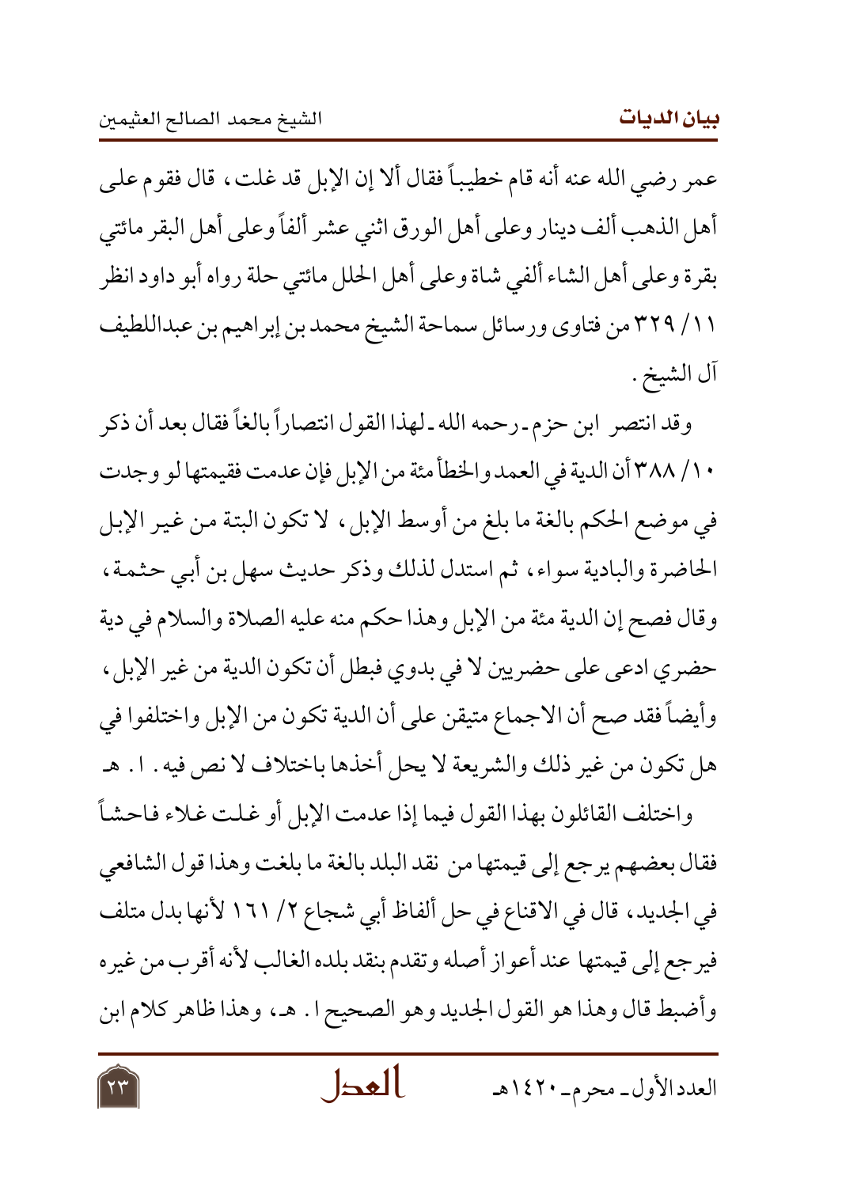عمر رضي الله عنه أنه قام خطيباً فقال ألا إن الإبل قد غلت ، قال فقوم على أهل الذهب ألف دينار وعلى أهل الورق اثني عشر ألفاً وعلى أهل البقر مائتي بقرة وعلى أهل الشاء ألفي شاة وعلى أهل الحلل مائتي حلة رواه أبو داود انظر ١١/ ٣٢٩ من فتاوى ورسائل سماحة الشيخ محمد بن إبراهيم بن عبداللطيف آل الشيخ .

وقد انتصر ابن حزم ـ رحمه الله ـ لهذا القول انتصاراً بالغاً فقال بعد أن ذكر ١٠/ ٣٨٨ أن الدية في العمد والخطأ مئة من الإبل فإن عدمت فقيمتها لو وجدت في موضع الحكم بالغة ما بلغ من أوسط الإبل ، لا تكون البتة من غير الإبل الحاضرة والبادية سواء، ثم استدل لذلك وذكر حديث سهل بن أبي حثمة، وقال فصح إن الدية مئة من الإبل وهذا حكم منه عليه الصلاة والسلام في دية حضري ادعى على حضريين لا في بدوي فبطل أن تكون الدية من غير الإبل، وأيضاً فقد صح أن الاجماع متيقن على أن الدية تكون من الإبل واختلفوا في هل تكون من غير ذلك والشريعة لا يحل أخذها باختلاف لا نص فيه . ا. هـ

واختلف القائلون بهذا القول فيما إذا عدمت الإبل أو غلت غلاء فاحشاً فقال بعضهم يرجع إلى قيمتها من نقد البلد بالغة ما بلغت وهذا قول الشافعي في الجديد، قال في الاقناع في حل ألفاظ أبي شجاع ٢/ ١٦١ لأنها بدل متلف فيرجع إلى قيمتها عند أعواز أصله وتقدم بنقد بلده الغالب لأنه أقرب من غيره وأضبط قال وهذا هو القول الجديد وهو الصحيح ا. هـ، وهذا ظاهر كلام ابن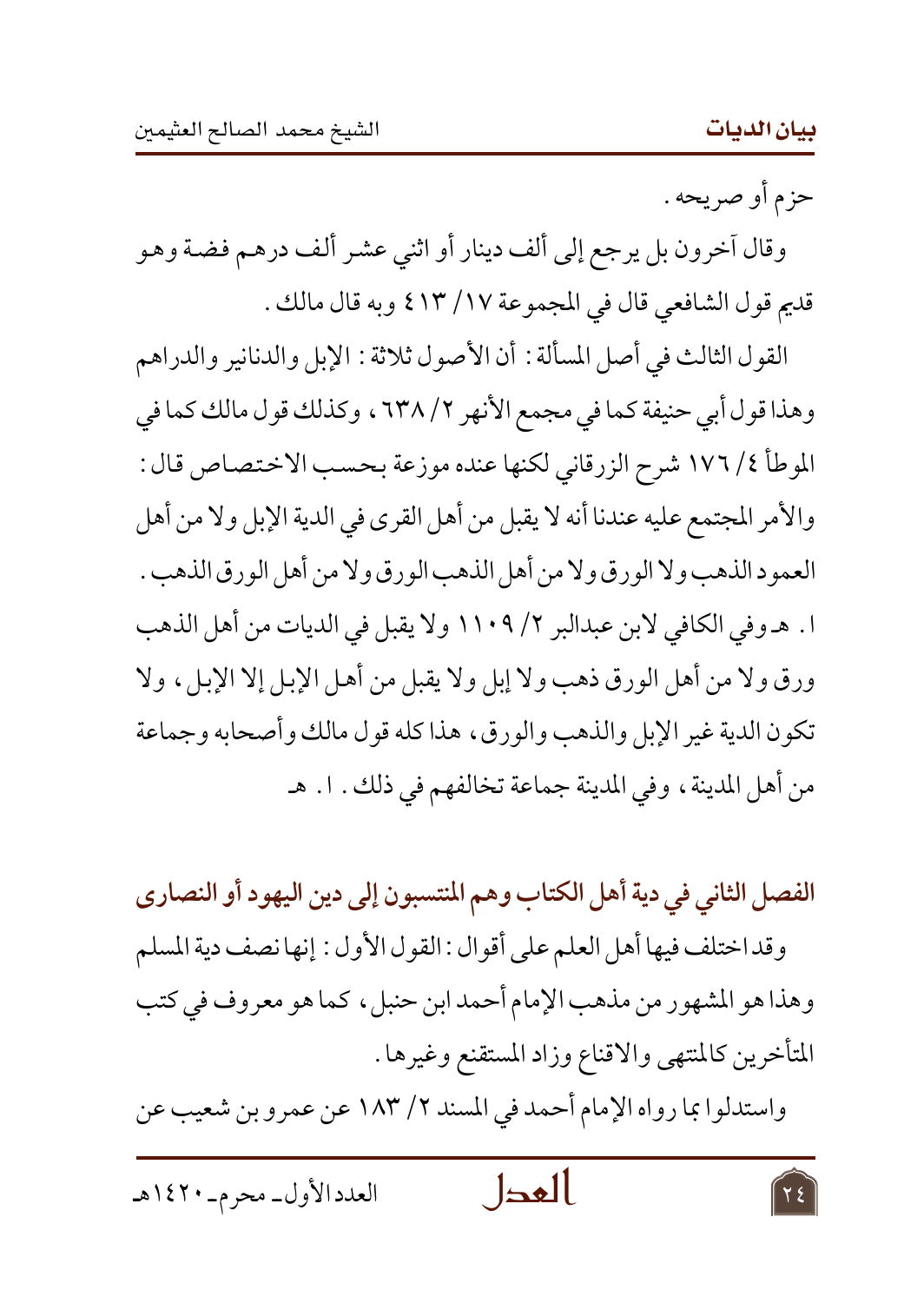حزم أو صريحه .

وقال آخرون بل يرجع إلى ألف دينار أو اثني عشر ألف درهم فضة وهو قديم قول الشافعي قال في المجموعة ١٧/ ٤١٣ وبه قال مالك .

القول الثالث في أصل المسألة : أن الأصول ثلاثة : الإبل والدنانير والدراهم وهذا قول أبي حنيفة كما في مجمع الأنهر ٢/ ٦٣٨ ، وكذلك قول مالك كما في الموطأ ٤/ ١٧٦ شرح الزرقاني لكنها عنده موزعة بحسب الاختصاص قال : والأمر المجتمع عليه عندنا أنه لا يقبل من أهل القرى في الدية الإبل ولا من أهل العمود الذهب ولا الورق ولا من أهل الذهب الورق ولا من أهل الورق الذهب . ا . هـ وفي الكافي لابن عبدالبر ٢/ ١١٠٩ ولا يقبل في الديات من أهل الذهب ورق ولا من أهل الورق ذهب ولا إبل ولا يقبل من أهل الإبل إلا الإبل ، ولا تكون الدية غير الإبل والذهب والورق ، هذا كله قول مالك وأصحابه وجماعة من أهل المدينة ، وفي المدينة جماعة تخالفهم في ذلك . ا . هـ

## الفصل الثاني في دية أهل الكتاب وهم المنتسبون إلى دين اليهود أو النصارى

وقد اختلف فيها أهل العلم على أقوال : القول الأول : إنها نصف دية المسلم وهذا هو المشهور من مذهب الإمام أحمد ابن حنبل ، كما هو معروف في كتب المتأخرين كالمنتهى والاقناع وزاد المستقنع وغيرها .

واستدلوا بما رواه الإمام أحمد في المسند ٢/ ١٨٣ عن عمرو بن شعيب عن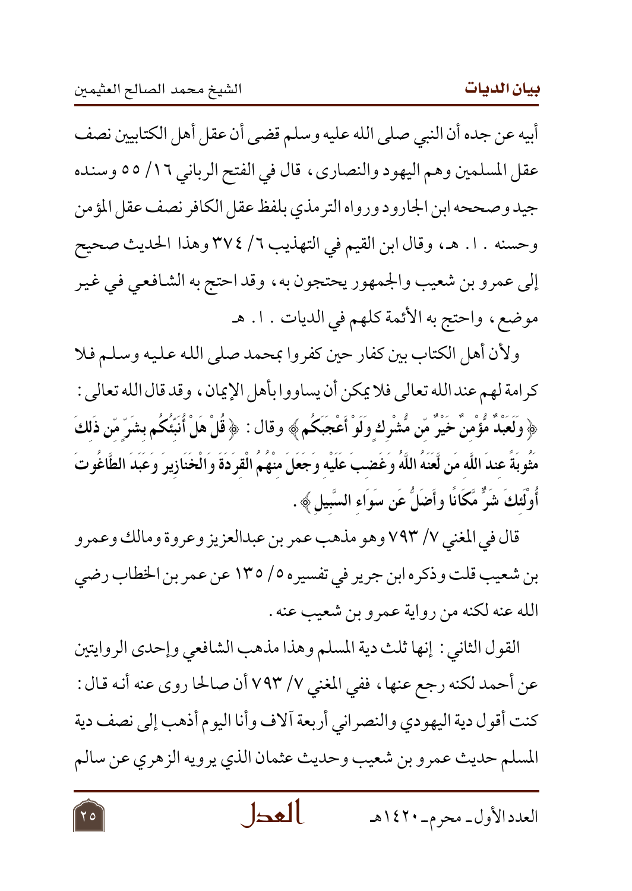أبيه عن جده أن النبي صلى الله عليه وسلم قضى أن عقل أهل الكتابيين نصف عقل المسلمين وهم اليهود والنصارى، قال في الفتح الرباني ١٦/ ٥٥ وسنده جيد وصححه ابن الجارود ورواه الترمذي بلفظ عقل الكافر نصف عقل المؤمن وحسنه . ا . هـ، وقال ابن القيم في التهذيب ٦/ ٣٧٤ وهذا الحديث صحيح إلى عمرو بن شعيب والجمهور يحتجون به، وقد احتج به الشافعي في غير موضع، واحتج به الأئمة كلهم في الديات . ا . هـ

ولأن أهل الكتاب بين كفار حين كفروا بمحمد صلى الله عليه وسلم فلا كرامة لهم عند الله تعالى فلا يمكن أن يساووا بأهل الإيمان، وقد قال الله تعالى: ﴿ وَلَعَبْدٌ مُّؤْمِنٌ خَيْرٌ مِّن مُّشْرِكٍ وَلَوْ أَعْجَبَكُم ﴾ وقال: ﴿ قُلْ هَلْ أُنَبِّئُكُم بِشَرٍّ مِّن ذَٰلِكَ مَثُوبَةً عِندَ اللَّهِ مَن لَّعَنَهُ اللَّهُ وَغَضِبَ عَلَيْهِ وَجَعَلَ مِنْهُمُ الْقِرَدَةَ وَالْخَنَازِيرَ وَعَبَدَ الطَّاغُوتَ أُولَٰئِكَ شَرٌّ مَّكَانًا وَأَضَلُّ عَن سَوَاءِ السَّبِيلِ ﴾.

قال في المغني ٧/ ٧٩٣ وهو مذهب عمر بن عبدالعزيز وعروة ومالك وعمرو بن شعيب قلت وذكره ابن جرير في تفسيره ٥/ ١٣٥ عن عمر بن الخطاب رضي الله عنه لكنه من رواية عمرو بن شعيب عنه.

القول الثاني: إنها ثلث دية المسلم وهذا مذهب الشافعي وإحدى الروايتين عن أحمد لكنه رجع عنها، ففي المغني ٧/ ٧٩٣ أن صالحا روى عنه أنه قال: كنت أقول دية اليهودي والنصراني أربعة آلاف وأنا اليوم أذهب إلى نصف دية المسلم حديث عمرو بن شعيب وحديث عثمان الذي يرويه الزهري عن سالم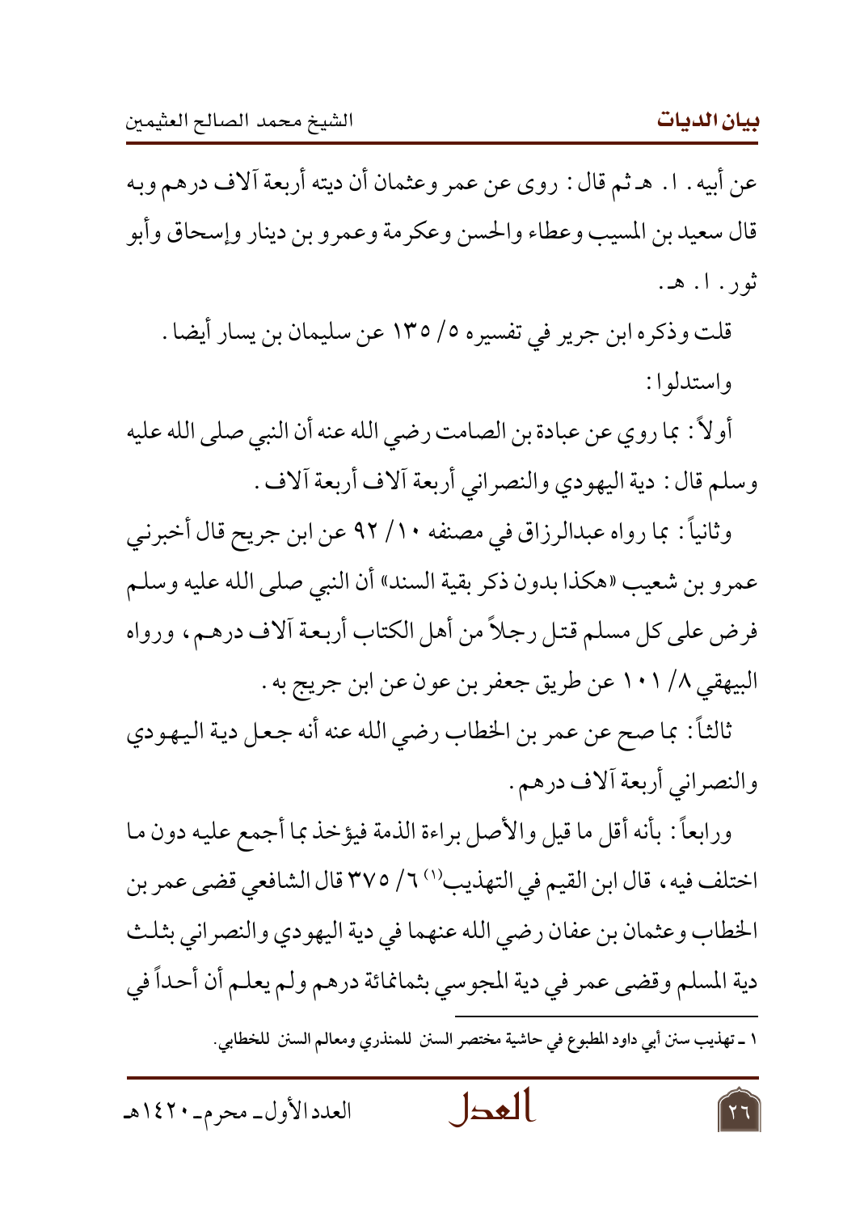عن أبيه . ا. هـ ثم قال : روى عن عمر وعثمان أن ديته أربعة آلاف درهم وبه قال سعيد بن المسيب وعطاء والحسن وعكرمة وعمرو بن دينار وإسحاق وأبو ثور . ا. هـ.

قلت وذكره ابن جرير في تفسيره ٥/ ١٣٥ عن سليمان بن يسار أيضا .

واستدلوا :

أولاً : بما روي عن عبادة بن الصامت رضي الله عنه أن النبي صلى الله عليه وسلم قال : دية اليهودي والنصراني أربعة آلاف أربعة آلاف .

وثانياً : بما رواه عبدالرزاق في مصنفه ١٠/ ٩٢ عن ابن جريج قال أخبرني عمرو بن شعيب «هكذا بدون ذكر بقية السند» أن النبي صلى الله عليه وسلم فرض على كل مسلم قتل رجلاً من أهل الكتاب أربعة آلاف درهم ، ورواه البيهقي ٨/ ١٠١ عن طريق جعفر بن عون عن ابن جريج به .

ثالثاً : بما صح عن عمر بن الخطاب رضي الله عنه أنه جعل دية اليهودي والنصراني أربعة آلاف درهم .

ورابعاً : بأنه أقل ما قيل والأصل براءة الذمة فيؤخذ بما أجمع عليه دون ما اختلف فيه ، قال ابن القيم في التهذيب[1] ٦/ ٣٧٥ قال الشافعي قضى عمر بن الخطاب وعثمان بن عفان رضي الله عنهما في دية اليهودي والنصراني بثلث دية المسلم وقضى عمر في دية المجوسي بثمانمائة درهم ولم يعلم أن أحداً في

---

١ ـ تهذيب سنن أبي داود المطبوع في حاشية مختصر السنن للمنذري ومعالم السنن للخطابي.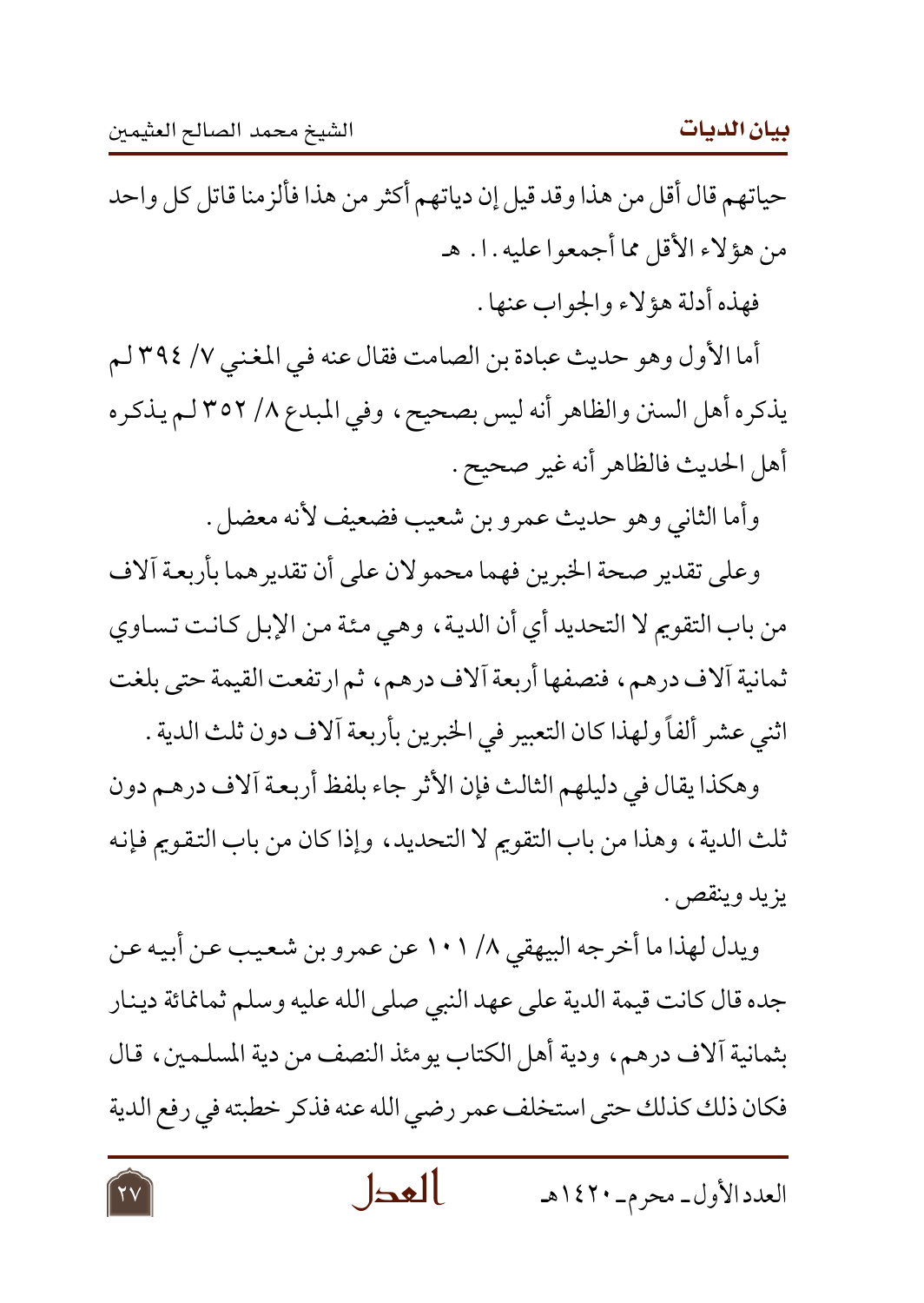حياتهم قال أقل من هذا وقد قيل إن دياتهم أكثر من هذا فألزمنا قاتل كل واحد من هؤلاء الأقل مما أجمعوا عليه. ا. هـ

فهذه أدلة هؤلاء والجواب عنها.

أما الأول وهو حديث عبادة بن الصامت فقال عنه في المغني ٧/ ٣٩٤ لم يذكره أهل السنن والظاهر أنه ليس بصحيح، وفي المبدع ٨/ ٣٥٢ لم يذكره أهل الحديث فالظاهر أنه غير صحيح.

وأما الثاني وهو حديث عمرو بن شعيب فضعيف لأنه معضل.

وعلى تقدير صحة الخبرين فهما محمولان على أن تقديرهما بأربعة آلاف من باب التقويم لا التحديد أي أن الدية، وهي مئة من الإبل كانت تساوي ثمانية آلاف درهم، فنصفها أربعة آلاف درهم، ثم ارتفعت القيمة حتى بلغت اثني عشر ألفاً ولهذا كان التعبير في الخبرين بأربعة آلاف دون ثلث الدية.

وهكذا يقال في دليلهم الثالث فإن الأثر جاء بلفظ أربعة آلاف درهم دون ثلث الدية، وهذا من باب التقويم لا التحديد، وإذا كان من باب التقويم فإنه يزيد وينقص.

ويدل لهذا ما أخرجه البيهقي ٨/ ١٠١ عن عمرو بن شعيب عن أبيه عن جده قال كانت قيمة الدية على عهد النبي صلى الله عليه وسلم ثمانمائة دينار بثمانية آلاف درهم، ودية أهل الكتاب يومئذ النصف من دية المسلمين، قال فكان ذلك كذلك حتى استخلف عمر رضي الله عنه فذكر خطبته في رفع الدية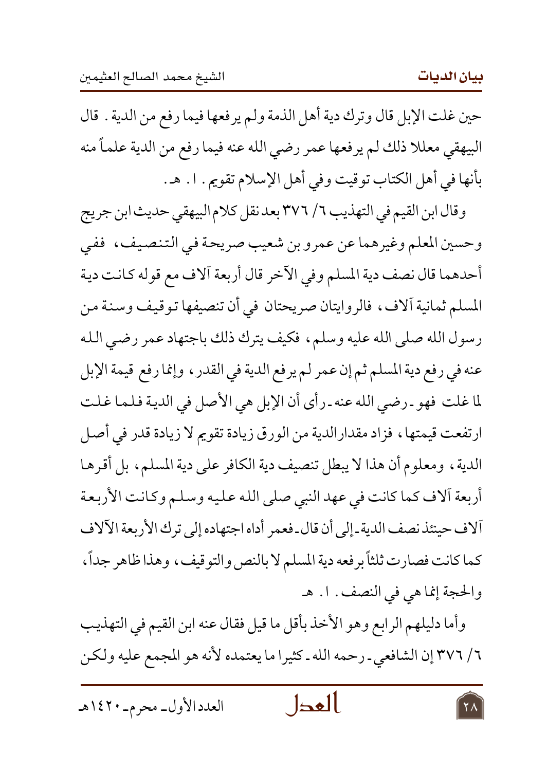حين غلت الإبل قال وترك دية أهل الذمة ولم يرفعها فيما رفع من الدية . قال البيهقي معللا ذلك لم يرفعها عمر رضي الله عنه فيما رفع من الدية علماً منه بأنها في أهل الكتاب توقيت وفي أهل الإسلام تقويم . ا . هـ .

وقال ابن القيم في التهذيب ٦/ ٣٧٦ بعد نقل كلام البيهقي حديث ابن جريج وحسين المعلم وغيرهما عن عمرو بن شعيب صريحة في التنصيف ، ففي أحدهما قال نصف دية المسلم وفي الآخر قال أربعة آلاف مع قوله كانت دية المسلم ثمانية آلاف ، فالروايتان صريحتان في أن تنصيفها توقيف وسنة من رسول الله صلى الله عليه وسلم ، فكيف يترك ذلك باجتهاد عمر رضي الله عنه في رفع دية المسلم ثم إن عمر لم يرفع الدية في القدر ، وإنما رفع قيمة الإبل لما غلت فهو ـ رضي الله عنه ـ رأى أن الإبل هي الأصل في الدية فلما غلت ارتفعت قيمتها ، فزاد مقدارالدية من الورق زيادة تقويم لا زيادة قدر في أصل الدية ، ومعلوم أن هذا لا يبطل تنصيف دية الكافر على دية المسلم ، بل أقرها أربعة آلاف كما كانت في عهد النبي صلى الله عليه وسلم وكانت الأربعة آلاف حينئذ نصف الدية ـ إلى أن قال ـ فعمر أداه اجتهاده إلى ترك الأربعة الآلاف كما كانت فصارت ثلثاً برفعه دية المسلم لا بالنص والتوقيف ، وهذا ظاهر جداً ، والحجة إنما هي في النصف . ا . هـ

وأما دليلهم الرابع وهو الأخذ بأقل ما قيل فقال عنه ابن القيم في التهذيب ٦/ ٣٧٦ إن الشافعي ـ رحمه الله ـ كثيرا ما يعتمده لأنه هو المجمع عليه ولكن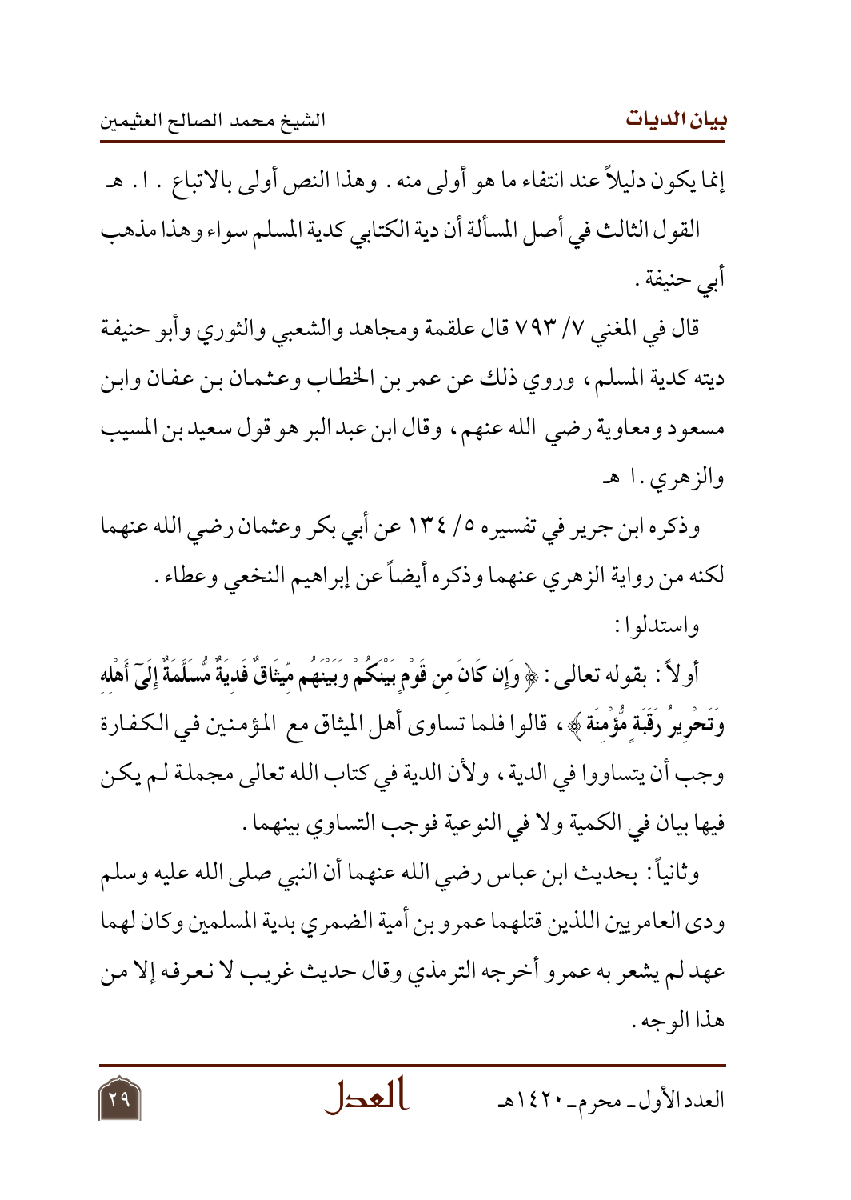إنما يكون دليلاً عند انتفاء ما هو أولى منه . وهذا النص أولى بالاتباع . ا . هـ

القول الثالث في أصل المسألة أن دية الكتابي كدية المسلم سواء وهذا مذهب أبي حنيفة .

قال في المغني ٧/ ٧٩٣ قال علقمة ومجاهد والشعبي والثوري وأبو حنيفة ديته كدية المسلم ، وروي ذلك عن عمر بن الخطاب وعثمان بن عفان وابن مسعود ومعاوية رضي الله عنهم ، وقال ابن عبد البر هو قول سعيد بن المسيب والزهري .ا هـ

وذكره ابن جرير في تفسيره ٥/ ١٣٤ عن أبي بكر وعثمان رضي الله عنهما لكنه من رواية الزهري عنهما وذكره أيضاً عن إبراهيم النخعي وعطاء .

واستدلوا :

أولاً : بقوله تعالى : ﴿ وَإِن كَانَ مِن قَوْمٍ بَيْنَكُمْ وَبَيْنَهُم مِّيثَاقٌ فَدِيَةٌ مُّسَلَّمَةٌ إِلَىٰ أَهْلِهِ وَتَحْرِيرُ رَقَبَةٍ مُّؤْمِنَةٍ ﴾ ، قالوا فلما تساوى أهل الميثاق مع المؤمنين في الكفارة وجب أن يتساووا في الدية ، ولأن الدية في كتاب الله تعالى مجملة لم يكن فيها بيان في الكمية ولا في النوعية فوجب التساوي بينهما .

وثانياً : بحديث ابن عباس رضي الله عنهما أن النبي صلى الله عليه وسلم ودى العامريين اللذين قتلهما عمرو بن أمية الضمري بدية المسلمين وكان لهما عهد لم يشعر به عمرو أخرجه الترمذي وقال حديث غريب لا نعرفه إلا من هذا الوجه .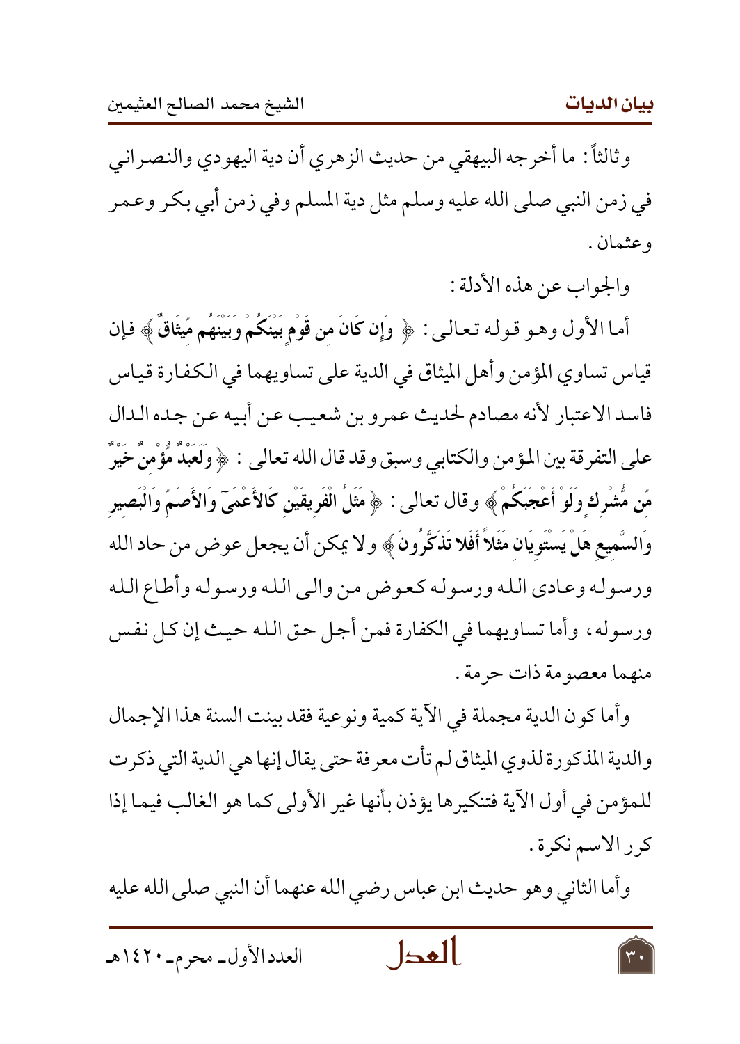وثالثاً: ما أخرجه البيهقي من حديث الزهري أن دية اليهودي والنصراني في زمن النبي صلى الله عليه وسلم مثل دية المسلم وفي زمن أبي بكر وعمر وعثمان.

والجواب عن هذه الأدلة:

أما الأول وهو قوله تعالى: ﴿ وَإِن كَانَ مِن قَوْمٍ بَيْنَكُمْ وَبَيْنَهُم مِّيثَاقٌ ﴾ فإن قياس تساوي المؤمن وأهل الميثاق في الدية على تساويهما في الكفارة قياس فاسد الاعتبار لأنه مصادم لحديث عمرو بن شعيب عن أبيه عن جده الدال على التفرقة بين المؤمن والكتابي وسبق وقد قال الله تعالى: ﴿ وَلَعَبْدٌ مُّؤْمِنٌ خَيْرٌ مِّن مُّشْرِكٍ وَلَوْ أَعْجَبَكُمْ ﴾ وقال تعالى: ﴿ مَثَلُ الْفَرِيقَيْنِ كَالأَعْمَى وَالأَصَمِّ وَالْبَصِيرِ وَالسَّمِيعِ هَلْ يَسْتَوِيَانِ مَثَلاً أَفَلا تَذَكَّرُونَ ﴾ ولا يمكن أن يجعل عوض من حاد الله ورسوله وعادى الله ورسوله كعوض من والى الله ورسوله وأطاع الله ورسوله، وأما تساويهما في الكفارة فمن أجل حق الله حيث إن كل نفس منهما معصومة ذات حرمة.

وأما كون الدية مجملة في الآية كمية ونوعية فقد بينت السنة هذا الإجمال والدية المذكورة لذوي الميثاق لم تأت معرفة حتى يقال إنها هي الدية التي ذكرت للمؤمن في أول الآية فتنكيرها يؤذن بأنها غير الأولى كما هو الغالب فيما إذا كرر الاسم نكرة.

وأما الثاني وهو حديث ابن عباس رضي الله عنهما أن النبي صلى الله عليه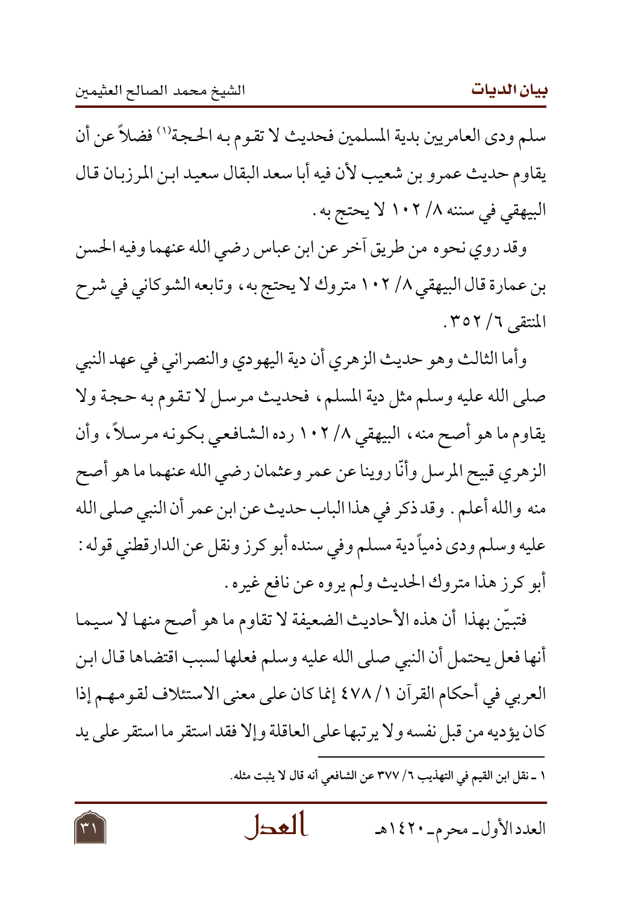سلم ودى العامريين بدية المسلمين فحديث لا تقوم به الحجة[1] فضلاً عن أن يقاوم حديث عمرو بن شعيب لأن فيه أبا سعد البقال سعيد ابن المرزبان قال البيهقي في سننه ٨/ ١٠٢ لا يحتج به.

وقد روي نحوه من طريق آخر عن ابن عباس رضي الله عنهما وفيه الحسن بن عمارة قال البيهقي ٨/ ١٠٢ متروك لا يحتج به، وتابعه الشوكاني في شرح المنتقى ٦/ ٣٥٢.

وأما الثالث وهو حديث الزهري أن دية اليهودي والنصراني في عهد النبي صلى الله عليه وسلم مثل دية المسلم، فحديث مرسل لا تقوم به حجة ولا يقاوم ما هو أصح منه، البيهقي ٨/ ١٠٢ رده الشافعي بكونه مرسلاً، وأن الزهري قبيح المرسل وأنّا روينا عن عمر وعثمان رضي الله عنهما ما هو أصح منه والله أعلم. وقد ذكر في هذا الباب حديث عن ابن عمر أن النبي صلى الله عليه وسلم ودى ذمياً دية مسلم وفي سنده أبو كرز ونقل عن الدارقطني قوله: أبو كرز هذا متروك الحديث ولم يروه عن نافع غيره.

فتبيّن بهذا أن هذه الأحاديث الضعيفة لا تقاوم ما هو أصح منها لا سيما أنها فعل يحتمل أن النبي صلى الله عليه وسلم فعلها لسبب اقتضاها قال ابن العربي في أحكام القرآن ١/ ٤٧٨ إنما كان على معنى الاستئلاف لقومهم إذا كان يؤديه من قبل نفسه ولا يرتبها على العاقلة وإلا فقد استقر ما استقر على يد

---

١ ـ نقل ابن القيم في التهذيب ٦/ ٣٧٧ عن الشافعي أنه قال لا يثبت مثله.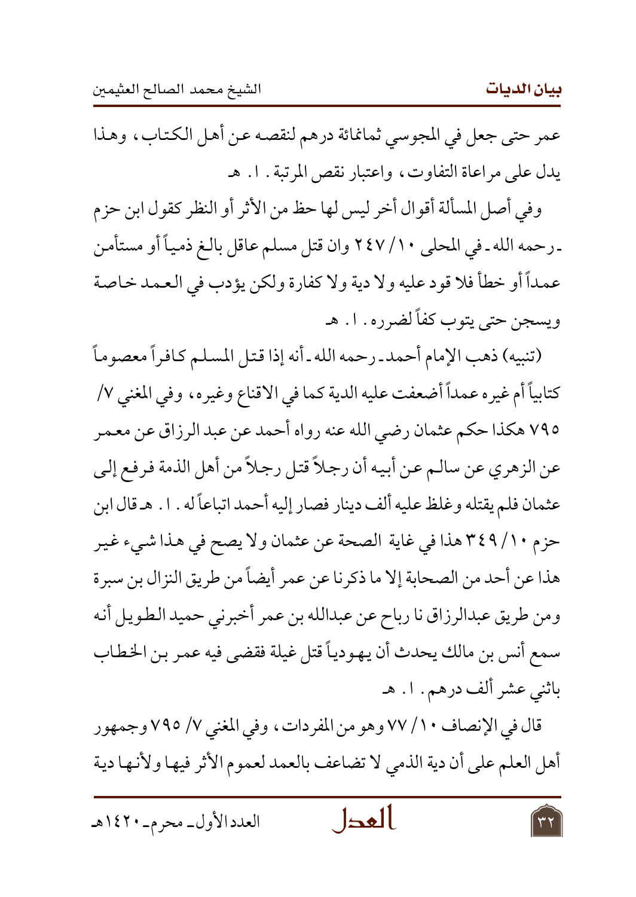عمر حتى جعل في المجوسي ثمانمائة درهم لنقصه عن أهل الكتاب، وهذا يدل على مراعاة التفاوت، واعتبار نقص المرتبة. ا. هـ

وفي أصل المسألة أقوال أخر ليس لها حظ من الأثر أو النظر كقول ابن حزم ـ رحمه الله ـ في المحلى ١٠/ ٢٤٧ وان قتل مسلم عاقل بالغ ذمياً أو مستأمن عمداً أو خطأ فلا قود عليه ولا دية ولا كفارة ولكن يؤدب في العمد خاصة ويسجن حتى يتوب كفاً لضرره. ا. هـ

(تنبيه) ذهب الإمام أحمد ـ رحمه الله ـ أنه إذا قتل المسلم كافراً معصوماً كتابياً أم غيره عمداً أضعفت عليه الدية كما في الاقناع وغيره، وفي المغني ٧/ ٧٩٥ هكذا حكم عثمان رضي الله عنه رواه أحمد عن عبد الرزاق عن معمر عن الزهري عن سالم عن أبيه أن رجلاً قتل رجلاً من أهل الذمة فرفع إلى عثمان فلم يقتله وغلظ عليه ألف دينار فصار إليه أحمد اتباعاً له. ا. هـ قال ابن حزم ١٠/ ٣٤٩ هذا في غاية الصحة عن عثمان ولا يصح في هذا شيء غير هذا عن أحد من الصحابة إلا ما ذكرنا عن عمر أيضاً من طريق النزال بن سبرة ومن طريق عبدالرزاق نا رباح عن عبدالله بن عمر أخبرني حميد الطويل أنه سمع أنس بن مالك يحدث أن يهودياً قتل غيلة فقضى فيه عمر بن الخطاب باثني عشر ألف درهم. ا. هـ

قال في الإنصاف ١٠/ ٧٧ وهو من المفردات، وفي المغني ٧/ ٧٩٥ وجمهور أهل العلم على أن دية الذمي لا تضاعف بالعمد لعموم الأثر فيها ولأنها دية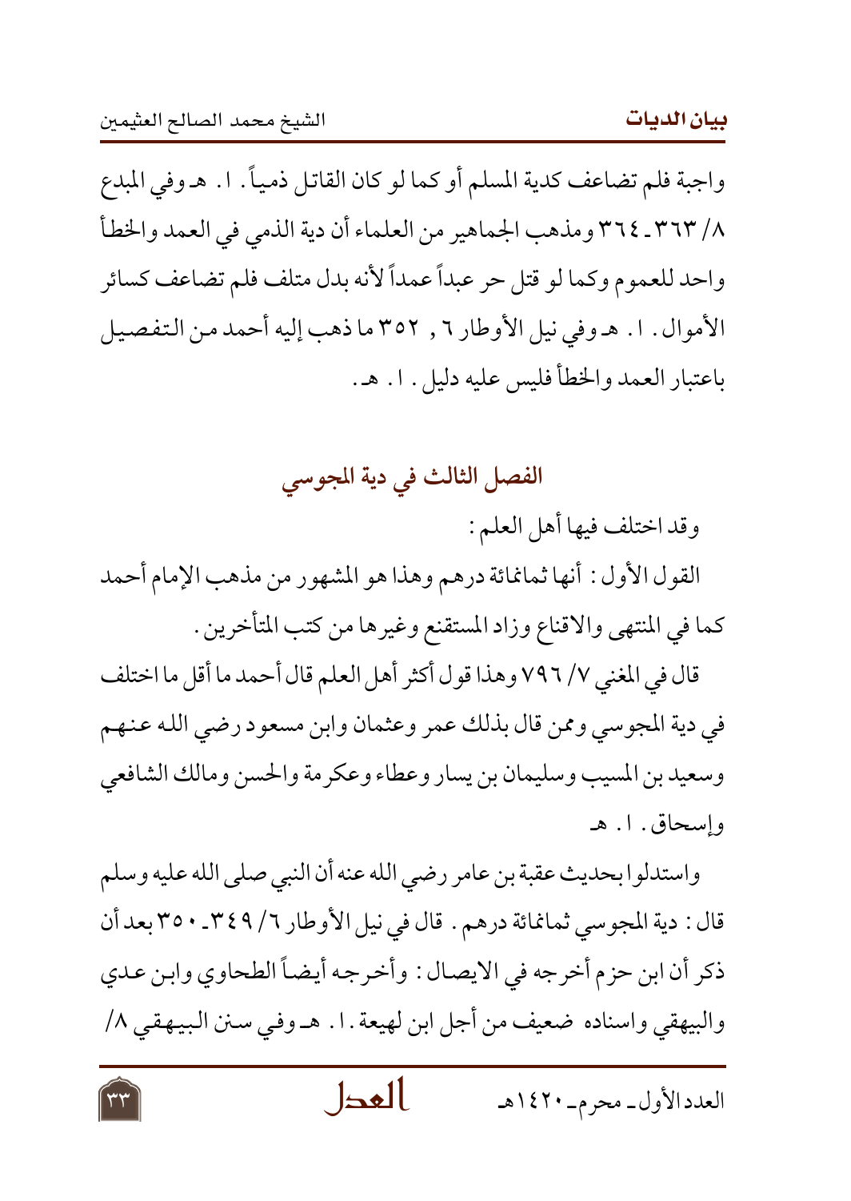واجبة فلم تضاعف كدية المسلم أو كما لو كان القاتل ذمياً. ا. هـ وفي المبدع ٨/ ٣٦٣ـ ٣٦٤ ومذهب الجماهير من العلماء أن دية الذمي في العمد والخطأ واحد للعموم وكما لو قتل حر عبداً عمداً لأنه بدل متلف فلم تضاعف كسائر الأموال. ا. هـ وفي نيل الأوطار ٦ , ٣٥٢ ما ذهب إليه أحمد من التفصيل باعتبار العمد والخطأ فليس عليه دليل. ا. هـ.

## الفصل الثالث في دية المجوسي

وقد اختلف فيها أهل العلم:

القول الأول: أنها ثمانمائة درهم وهذا هو المشهور من مذهب الإمام أحمد كما في المنتهى والاقناع وزاد المستقنع وغيرها من كتب المتأخرين.

قال في المغني ٧/ ٧٩٦ وهذا قول أكثر أهل العلم قال أحمد ما أقل ما اختلف في دية المجوسي وممن قال بذلك عمر وعثمان وابن مسعود رضي الله عنهم وسعيد بن المسيب وسليمان بن يسار وعطاء وعكرمة والحسن ومالك الشافعي وإسحاق. ا. هـ

واستدلوا بحديث عقبة بن عامر رضي الله عنه أن النبي صلى الله عليه وسلم قال: دية المجوسي ثمانمائة درهم. قال في نيل الأوطار ٦/ ٣٤٩ـ ٣٥٠ بعد أن ذكر أن ابن حزم أخرجه في الايصال: وأخرجه أيضاً الطحاوي وابن عدي والبيهقي واسناده ضعيف من أجل ابن لهيعة. ا. هـ وفي سنن البيهقي ٨/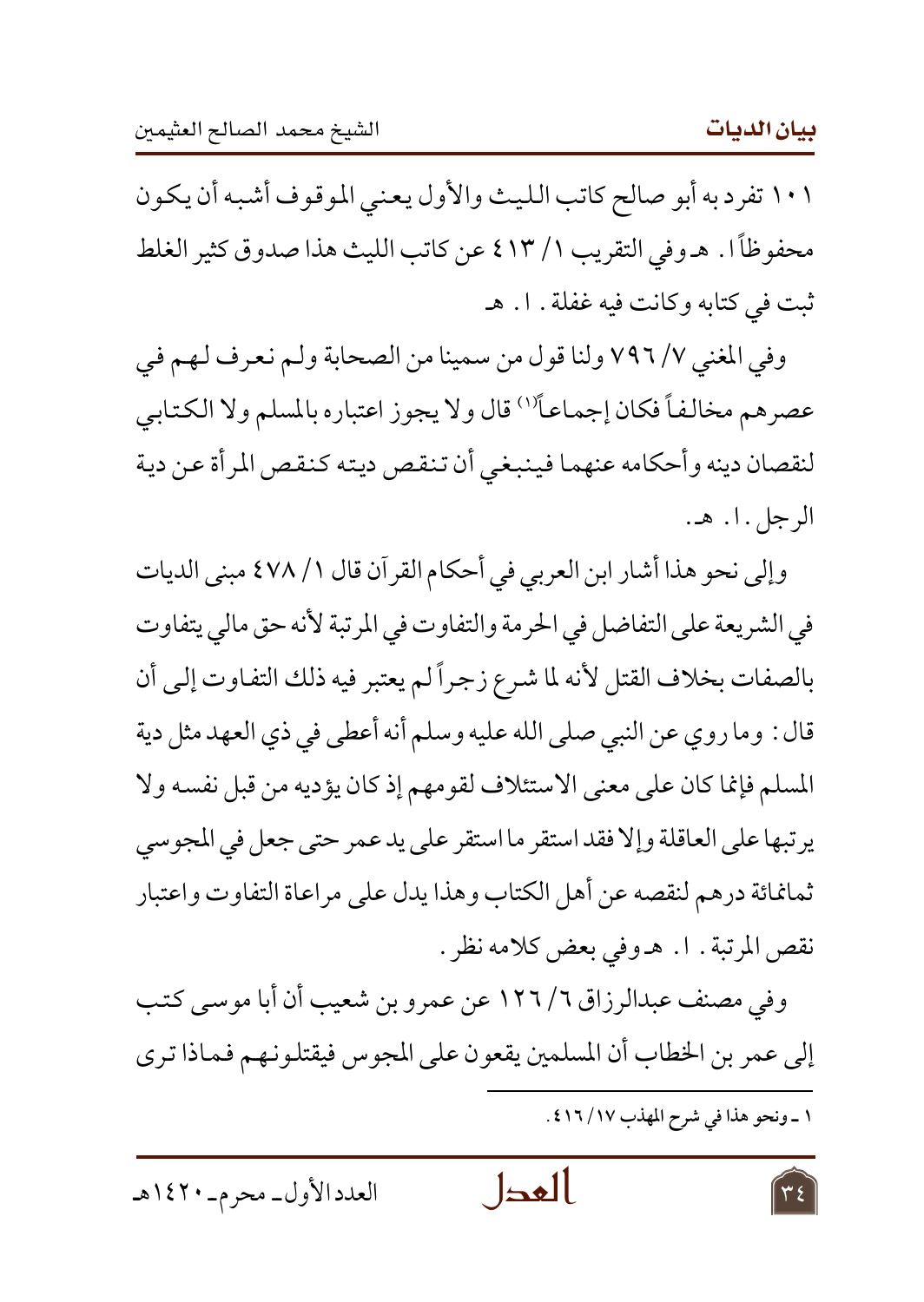١٠١ تفرد به أبو صالح كاتب الليث والأول يعني الموقوف أشبه أن يكون محفوظاً ا. هـ وفي التقريب ١/ ٤١٣ عن كاتب الليث هذا صدوق كثير الغلط ثبت في كتابه وكانت فيه غفلة . ا. هـ

وفي المغني ٧/ ٧٩٦ ولنا قول من سمينا من الصحابة ولم نعرف لهم في عصرهم مخالفاً فكان إجماعاً[1] قال ولا يجوز اعتباره بالمسلم ولا الكتابي لنقصان دينه وأحكامه عنهما فينبغي أن تنقص ديته كنقص المرأة عن دية الرجل . ا. هـ.

وإلى نحو هذا أشار ابن العربي في أحكام القرآن قال ١/ ٤٧٨ مبنى الديات في الشريعة على التفاضل في الحرمة والتفاوت في المرتبة لأنه حق مالي يتفاوت بالصفات بخلاف القتل لأنه لما شرع زجراً لم يعتبر فيه ذلك التفاوت إلى أن قال: وما روي عن النبي صلى الله عليه وسلم أنه أعطى في ذي العهد مثل دية المسلم فإنما كان على معنى الاستئلاف لقومهم إذ كان يؤديه من قبل نفسه ولا يرتبها على العاقلة وإلا فقد استقر ما استقر على يد عمر حتى جعل في المجوسي ثمانمائة درهم لنقصه عن أهل الكتاب وهذا يدل على مراعاة التفاوت واعتبار نقص المرتبة . ا. هـ وفي بعض كلامه نظر .

وفي مصنف عبدالرزاق ٦/ ١٢٦ عن عمرو بن شعيب أن أبا موسى كتب إلى عمر بن الخطاب أن المسلمين يقعون على المجوس فيقتلونهم فماذا ترى

---

١ ـ ونحو هذا في شرح المهذب ١٧/ ٤١٦ .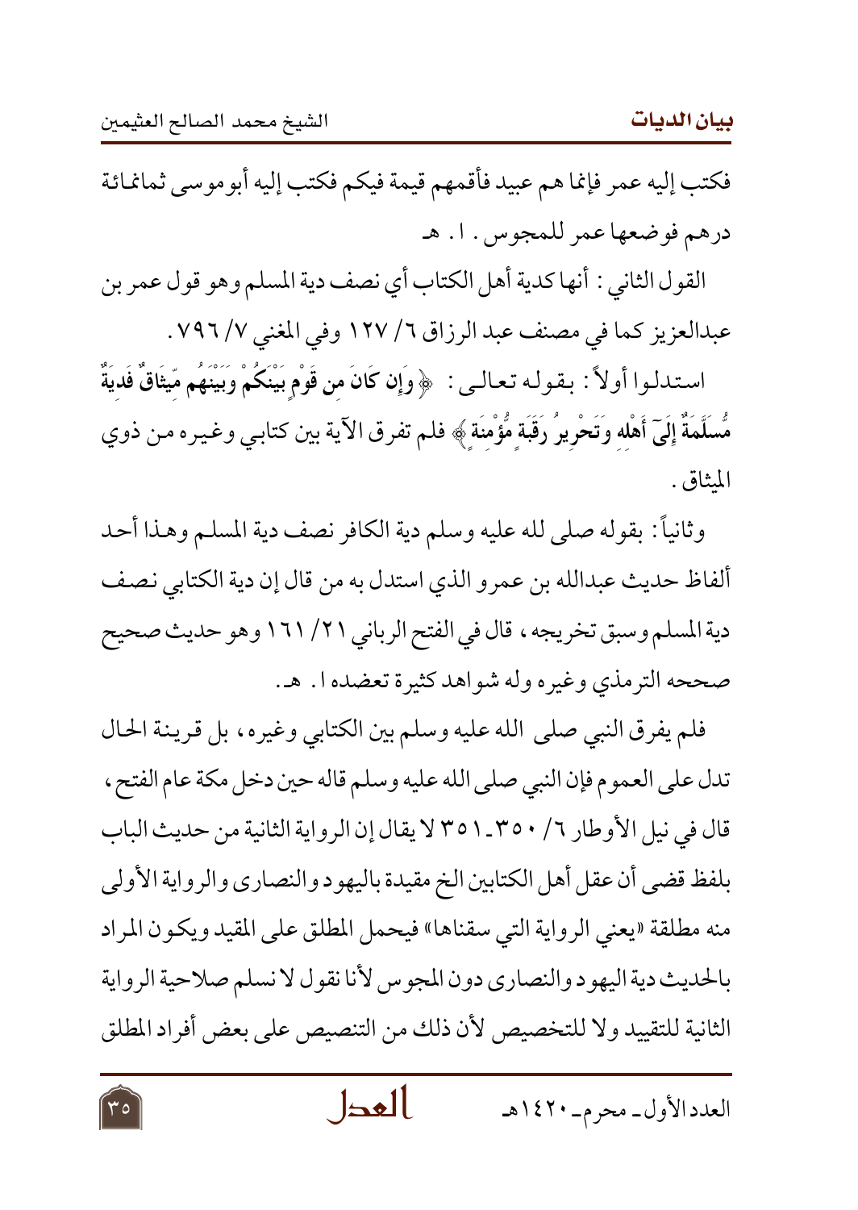فكتب إليه عمر فإنما هم عبيد فأقمهم قيمة فيكم فكتب إليه أبو موسى ثمانمائة درهم فوضعها عمر للمجوس . ا . هـ

القول الثاني : أنها كدية أهل الكتاب أي نصف دية المسلم وهو قول عمر بن عبدالعزيز كما في مصنف عبد الرزاق ٦/ ١٢٧ وفي المغني ٧/ ٧٩٦ .

استدلوا أولاً : بقوله تعالى : ﴿ **وَإِن كَانَ مِن قَوْمٍ بَيْنَكُمْ وَبَيْنَهُم مِّيثَاقٌ فَدِيَةٌ مُّسَلَّمَةٌ إِلَىٰ أَهْلِهِ وَتَحْرِيرُ رَقَبَةٍ مُّؤْمِنَةٍ** ﴾ فلم تفرق الآية بين كتابي وغيره من ذوي الميثاق .

وثانياً : بقوله صلى لله عليه وسلم دية الكافر نصف دية المسلم وهذا أحد ألفاظ حديث عبدالله بن عمرو الذي استدل به من قال إن دية الكتابي نصف دية المسلم وسبق تخريجه ، قال في الفتح الرباني ٢١/ ١٦١ وهو حديث صحيح صححه الترمذي وغيره وله شواهد كثيرة تعضده ا . هـ .

فلم يفرق النبي صلى الله عليه وسلم بين الكتابي وغيره ، بل قرينة الحال تدل على العموم فإن النبي صلى الله عليه وسلم قاله حين دخل مكة عام الفتح ، قال في نيل الأوطار ٦/ ٣٥٠ـ ٣٥١ لا يقال إن الرواية الثانية من حديث الباب بلفظ قضى أن عقل أهل الكتابين الخ مقيدة باليهود والنصارى والرواية الأولى منه مطلقة «يعني الرواية التي سقناها» فيحمل المطلق على المقيد ويكون المراد بالحديث دية اليهود والنصارى دون المجوس لأنا نقول لا نسلم صلاحية الرواية الثانية للتقييد ولا للتخصيص لأن ذلك من التنصيص على بعض أفراد المطلق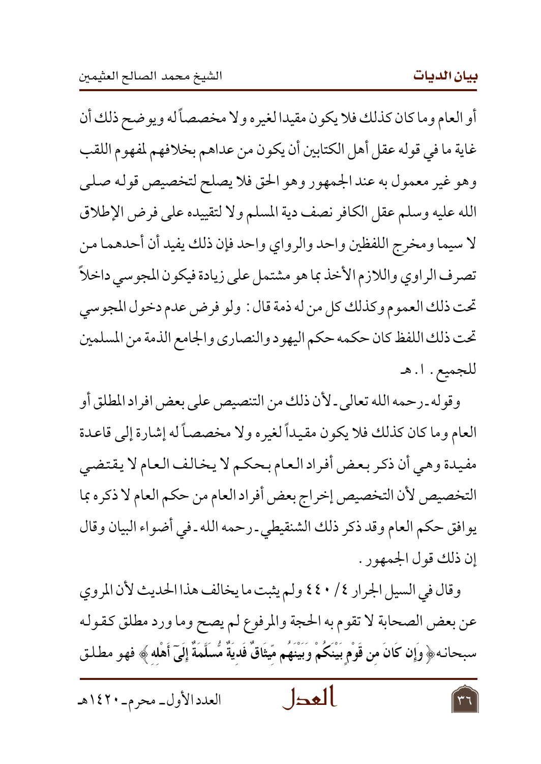أو العام وما كان كذلك فلا يكون مقيدا لغيره ولا مخصصاً له ويوضح ذلك أن غاية ما في قوله عقل أهل الكتابين أن يكون من عداهم بخلافهم لمفهوم اللقب وهو غير معمول به عند الجمهور وهو الحق فلا يصلح لتخصيص قوله صلى الله عليه وسلم عقل الكافر نصف دية المسلم ولا لتقييده على فرض الإطلاق لا سيما ومخرج اللفظين واحد والرواي واحد فإن ذلك يفيد أن أحدهما من تصرف الراوي واللازم الأخذ بما هو مشتمل على زيادة فيكون المجوسي داخلاً تحت ذلك العموم وكذلك كل من له ذمة قال: ولو فرض عدم دخول المجوسي تحت ذلك اللفظ كان حكمه حكم اليهود والنصارى والجامع الذمة من المسلمين للجميع. ا.هـ

وقوله ـ رحمه الله تعالى ـ لأن ذلك من التنصيص على بعض افراد المطلق أو العام وما كان كذلك فلا يكون مقيداً لغيره ولا مخصصاً له إشارة إلى قاعدة مفيدة وهي أن ذكر بعض أفراد العام بحكم لا يخالف العام لا يقتضي التخصيص لأن التخصيص إخراج بعض أفراد العام من حكم العام لا ذكره بما يوافق حكم العام وقد ذكر ذلك الشنقيطي ـ رحمه الله ـ في أضواء البيان وقال إن ذلك قول الجمهور.

وقال في السيل الجرار ٤/ ٤٤٠ ولم يثبت ما يخالف هذا الحديث لأن المروي عن بعض الصحابة لا تقوم به الحجة والمرفوع لم يصح وما ورد مطلق كقوله سبحانه ﴿ وَإِن كَانَ مِن قَوْمٍ بَيْنَكُمْ وَبَيْنَهُم مِّيثَاقٌ فَدِيَةٌ مُّسَلَّمَةٌ إِلَىٰ أَهْلِهِ ﴾ فهو مطلق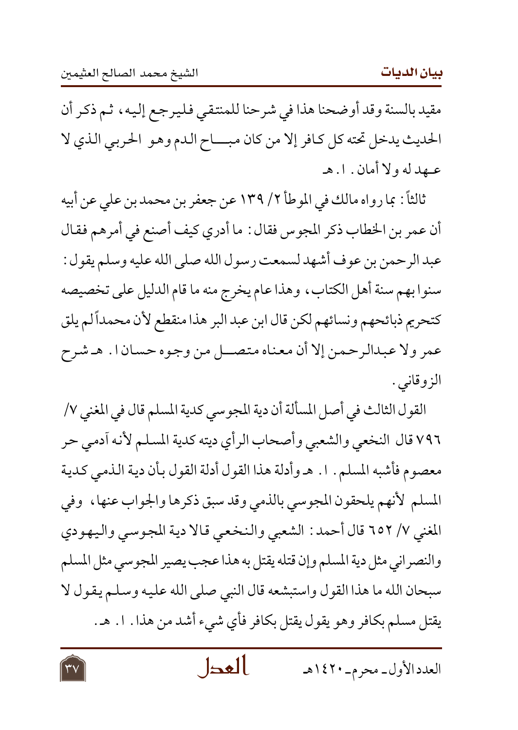مقيد بالسنة وقد أوضحنا هذا في شرحنا للمنتقي فليرجع إليه، ثم ذكر أن الحديث يدخل تحته كل كافر إلا من كان مباح الدم وهو الحربي الذي لا عهد له ولا أمان. ا. هـ

ثالثاً: بما رواه مالك في الموطأ ٢/ ١٣٩ عن جعفر بن محمد بن علي عن أبيه أن عمر بن الخطاب ذكر المجوس فقال: ما أدري كيف أصنع في أمرهم فقال عبد الرحمن بن عوف أشهد لسمعت رسول الله صلى الله عليه وسلم يقول: سنوا بهم سنة أهل الكتاب، وهذا عام يخرج منه ما قام الدليل على تخصيصه كتحريم ذبائحهم ونسائهم لكن قال ابن عبد البر هذا منقطع لأن محمداً لم يلق عمر ولا عبدالرحمن إلا أن معناه متصل من وجوه حسان ا. هـ شرح الزوقاني.

القول الثالث في أصل المسألة أن دية المجوسي كدية المسلم قال في المغني ٧/ ٧٩٦ قال النخعي والشعبي وأصحاب الرأي ديته كدية المسلم لأنه آدمي حر معصوم فأشبه المسلم. ا. هـ وأدلة هذا القول أدلة القول بأن دية الذمي كدية المسلم لأنهم يلحقون المجوسي بالذمي وقد سبق ذكرها والجواب عنها، وفي المغني ٧/ ٦٥٢ قال أحمد: الشعبي والنخعي قالا دية المجوسي واليهودي والنصراني مثل دية المسلم وإن قتله يقتل به هذا عجب يصير المجوسي مثل المسلم سبحان الله ما هذا القول واستبشعه قال النبي صلى الله عليه وسلم يقول لا يقتل مسلم بكافر وهو يقول يقتل بكافر فأي شيء أشد من هذا. ا. هـ.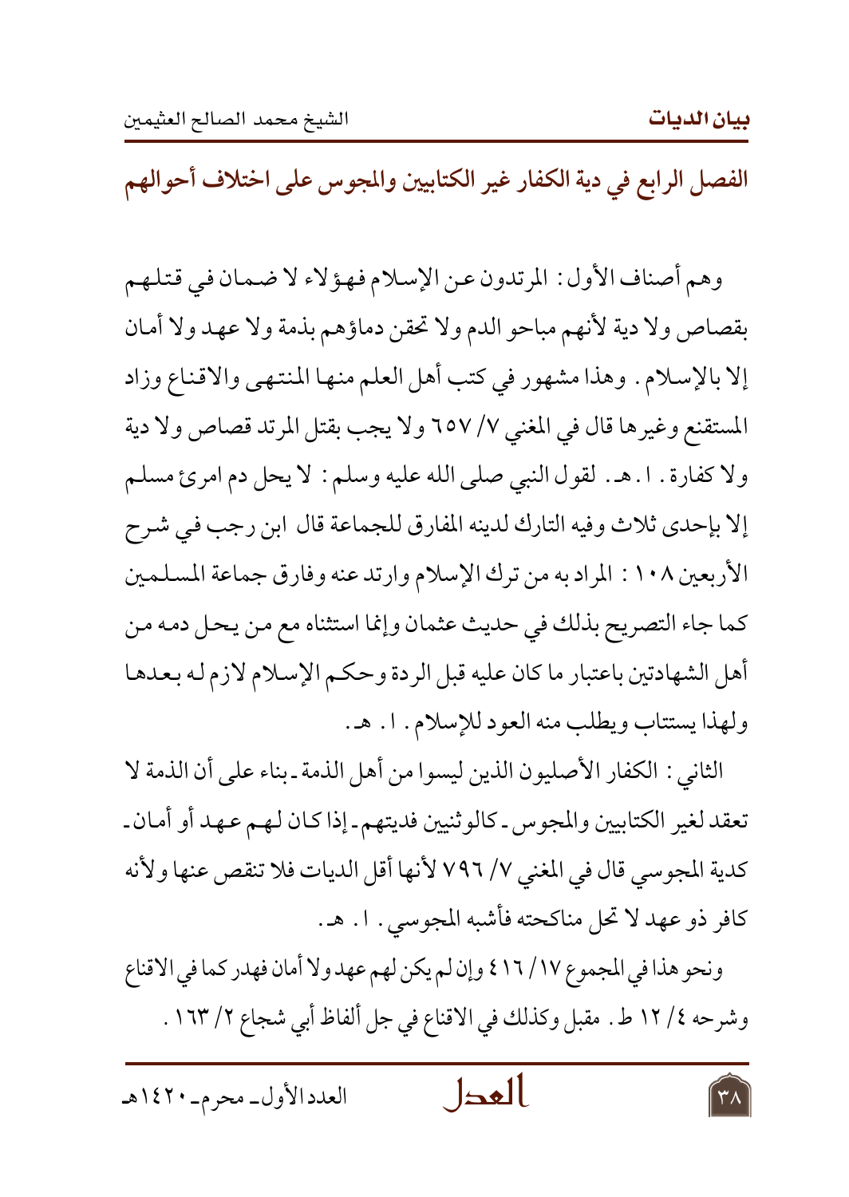## الفصل الرابع في دية الكفار غير الكتابيين والمجوس على اختلاف أحوالهم

وهم أصناف الأول: المرتدون عن الإسلام فهؤلاء لا ضمان في قتلهم بقصاص ولا دية لأنهم مباحو الدم ولا تحقن دماؤهم بذمة ولا عهد ولا أمان إلا بالإسلام. وهذا مشهور في كتب أهل العلم منها المنتهى والاقناع وزاد المستقنع وغيرها قال في المغني ٧/ ٦٥٧ ولا يجب بقتل المرتد قصاص ولا دية ولا كفارة. ا.هـ. لقول النبي صلى الله عليه وسلم: لا يحل دم امرئ مسلم إلا بإحدى ثلاث وفيه التارك لدينه المفارق للجماعة قال ابن رجب في شرح الأربعين ١٠٨: المراد به من ترك الإسلام وارتد عنه وفارق جماعة المسلمين كما جاء التصريح بذلك في حديث عثمان وإنما استثناه مع من يحل دمه من أهل الشهادتين باعتبار ما كان عليه قبل الردة وحكم الإسلام لازم له بعدها ولهذا يستتاب ويطلب منه العود للإسلام. ا. هـ.

الثاني: الكفار الأصليون الذين ليسوا من أهل الذمة ـ بناء على أن الذمة لا تعقد لغير الكتابيين والمجوس ـ كالوثنيين فديتهم ـ إذا كان لهم عهد أو أمان ـ كدية المجوسي قال في المغني ٧/ ٧٩٦ لأنها أقل الديات فلا تنقص عنها ولأنه كافر ذو عهد لا تحل مناكحته فأشبه المجوسي. ا. هـ.

ونحو هذا في المجموع ١٧/ ٤١٦ وإن لم يكن لهم عهد ولا أمان فهدر كما في الاقناع وشرحه ٤/ ١٢ ط. مقبل وكذلك في الاقناع في حل ألفاظ أبي شجاع ٢/ ١٦٣.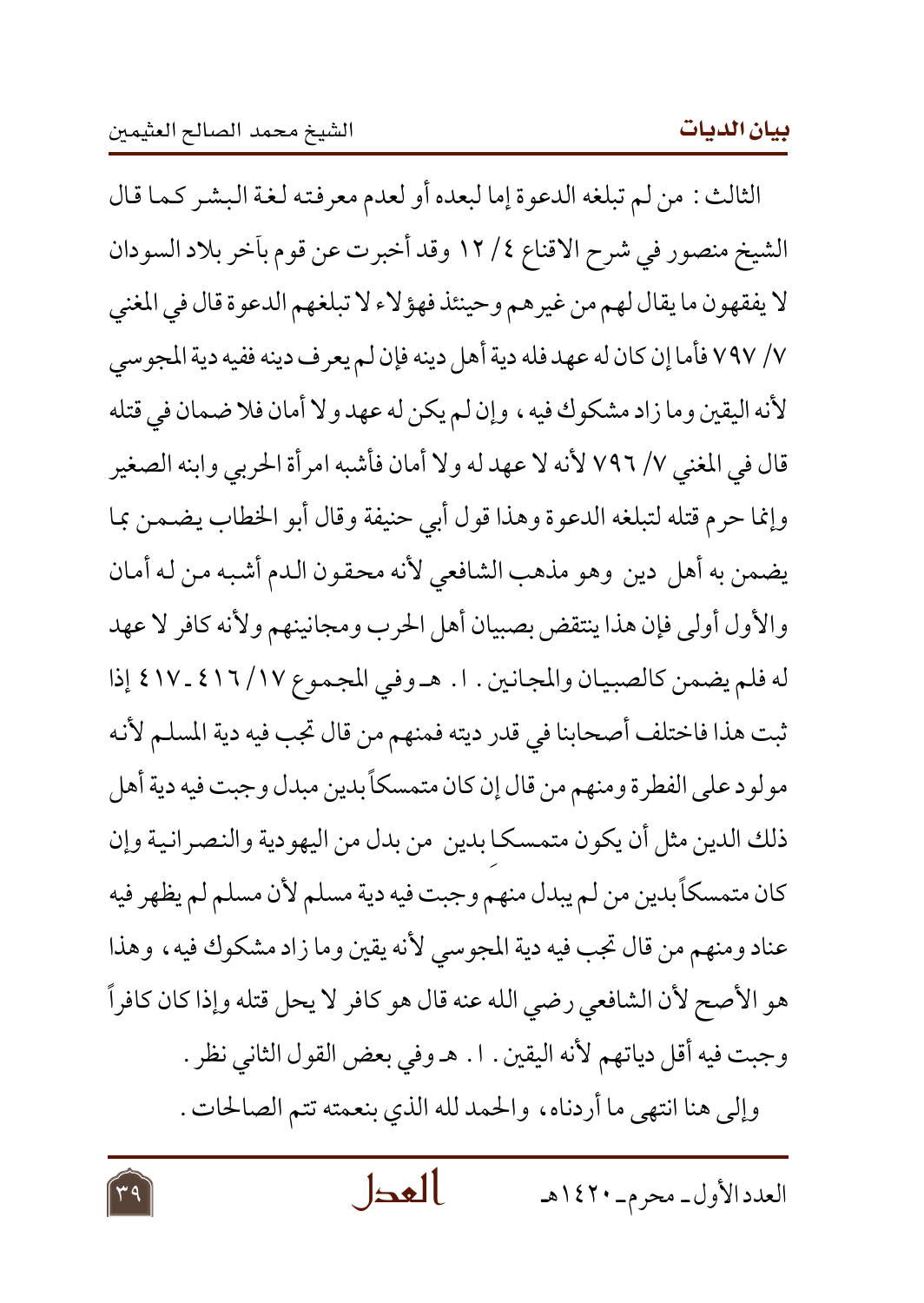الثالث: من لم تبلغه الدعوة إما لبعده أو لعدم معرفته لغة البشر كما قال الشيخ منصور في شرح الاقناع ٤/ ١٢ وقد أخبرت عن قوم بآخر بلاد السودان لا يفقهون ما يقال لهم من غيرهم وحينئذ فهؤلاء لا تبلغهم الدعوة قال في المغني ٧/ ٧٩٧ فأما إن كان له عهد فله دية أهل دينه فإن لم يعرف دينه ففيه دية المجوسي لأنه اليقين وما زاد مشكوك فيه، وإن لم يكن له عهد ولا أمان فلا ضمان في قتله قال في المغني ٧/ ٧٩٦ لأنه لا عهد له ولا أمان فأشبه امرأة الحربي وابنه الصغير وإنما حرم قتله لتبلغه الدعوة وهذا قول أبي حنيفة وقال أبو الخطاب يضمن بما يضمن به أهل دين وهو مذهب الشافعي لأنه محقون الدم أشبه من له أمان والأول أولى فإن هذا ينتقض بصبيان أهل الحرب ومجانينهم ولأنه كافر لا عهد له فلم يضمن كالصبيان والمجانين. ا. هـ وفي المجموع ١٧/ ٤١٦ ـ ٤١٧ إذا ثبت هذا فاختلف أصحابنا في قدر ديته فمنهم من قال تجب فيه دية المسلم لأنه مولود على الفطرة ومنهم من قال إن كان متمسكاً بدين مبدل وجبت فيه دية أهل ذلك الدين مثل أن يكون متمسكا بدين من بدل من اليهودية والنصرانية وإن كان متمسكاً بدين من لم يبدل منهم وجبت فيه دية مسلم لأن مسلم لم يظهر فيه عناد ومنهم من قال تجب فيه دية المجوسي لأنه يقين وما زاد مشكوك فيه، وهذا هو الأصح لأن الشافعي رضي الله عنه قال هو كافر لا يحل قتله وإذا كان كافراً وجبت فيه أقل دياتهم لأنه اليقين. ا. هـ وفي بعض القول الثاني نظر.

وإلى هنا انتهى ما أردناه، والحمد لله الذي بنعمته تتم الصالحات.